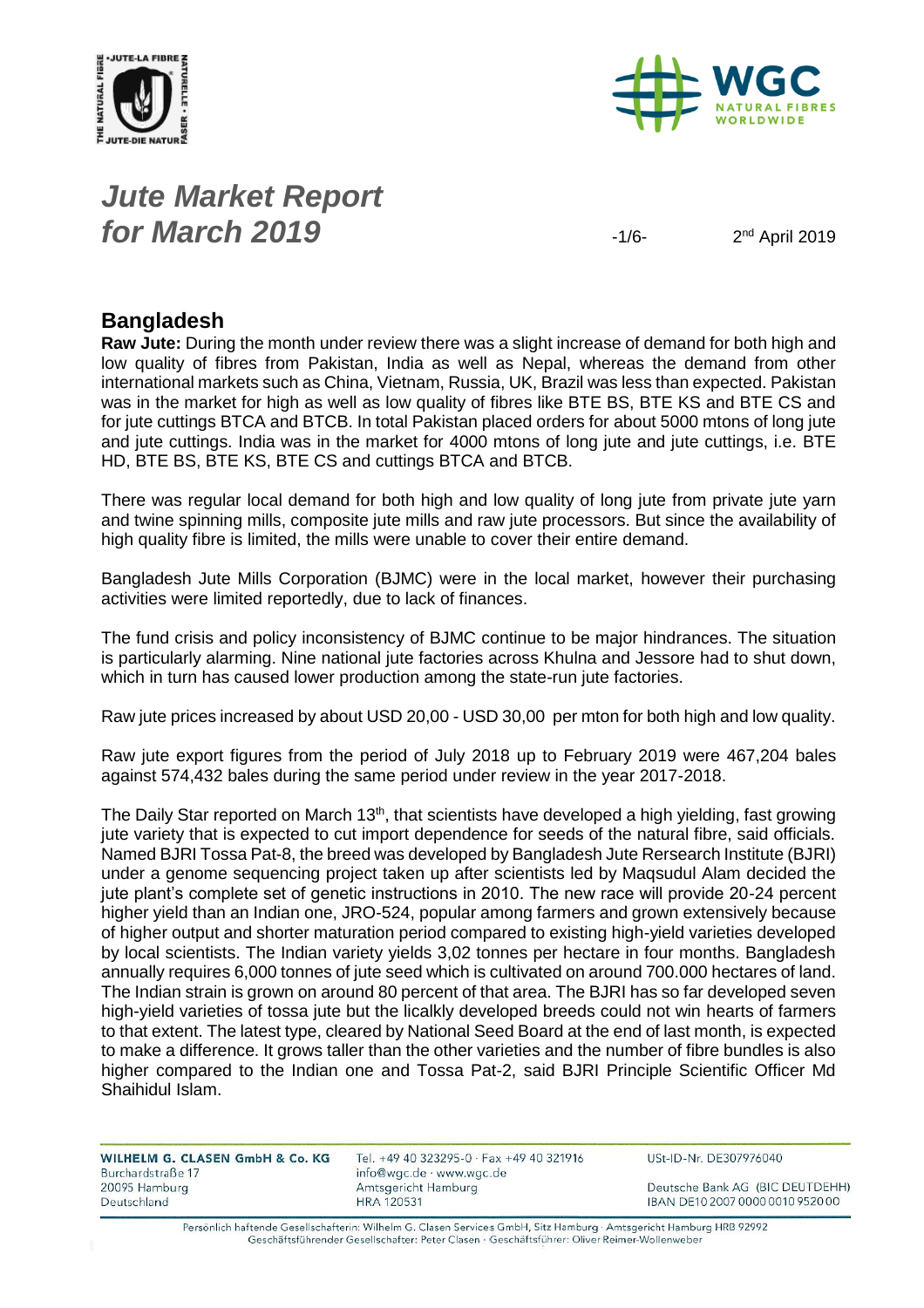# *Jute Market Report for March 2019*

2nd April 2019

## Bangladesh

**Raw Jute:** During the month under review there was a slight increase of demand for both high and low quality of fibres from Pakistan, India as well as Nepal, whereas the demand from other international markets such as China, Vietnam, Russia, UK, Brazil was less than expected. Pakistan was in the market for high as well as low quality of fibres like BTE BS, BTE KS and BTE CS and for jute cuttings BTCA and BTCB. In total Pakistan placed orders for about 5000 mtons of long jute and jute cuttings. India was in the market for 4000 mtons of long jute and jute cuttings, i.e. BTE HD, BTE BS, BTE KS, BTE CS and cuttings BTCA and BTCB.

There was regular local demand for both high and low quality of long jute from private jute yarn and twine spinning mills, composite jute mills and raw jute processors. But since the availability of high quality fibre is limited, the mills were unable to cover their entire demand.

Bangladesh Jute Mills Corporation (BJMC) were in the local market, however their purchasing activities were limited reportedly, due to lack of finances.

The fund crisis and policy inconsistency of BJMC continue to be major hindrances. The situation is particularly alarming. Nine national jute factories across Khulna and Jessore had to shut down, which in turn has caused lower production among the state-run jute factories.

Raw jute prices increased by about USD 20,00 - USD 30,00 per mton for both high and low quality.

Raw jute export figures from the period of July 2018 up to February 2019 were 467,204 bales against 574,432 bales during the same period under review in the year 2017-2018.

The Daily Star reported on March 13th, that scientists have developed a high yielding, fast growing jute variety that is expected to cut import dependence for seeds of the natural fibre, said officials. Named BJRI Tossa Pat-8, the breed was developed by Bangladesh Jute Rersearch Institute (BJRI) under a genome sequencing project taken up after scientists led by Maqsudul Alam decided the jute plant's complete set of genetic instructions in 2010. The new race will provide 20-24 percent higher yield than an Indian one, JRO-524, popular among farmers and grown extensively because of higher output and shorter maturation period compared to existing high-yield varieties developed by local scientists. The Indian variety yields 3,02 tonnes per hectare in four months. Bangladesh annually requires 6,000 tonnes of jute seed which is cultivated on around 700.000 hectares of land. The Indian strain is grown on around 80 percent of that area. The BJRI has so far developed seven high-yield varieties of tossa jute but the licalkly developed breeds could not win hearts of farmers to that extent. The latest type, cleared by National Seed Board at the end of last month, is expected to make a difference. It grows taller than the other varieties and the number of fibre bundles is also higher compared to the Indian one and Tossa Pat-2, said BJRI Principle Scientific Officer Md Shaihidul Islam.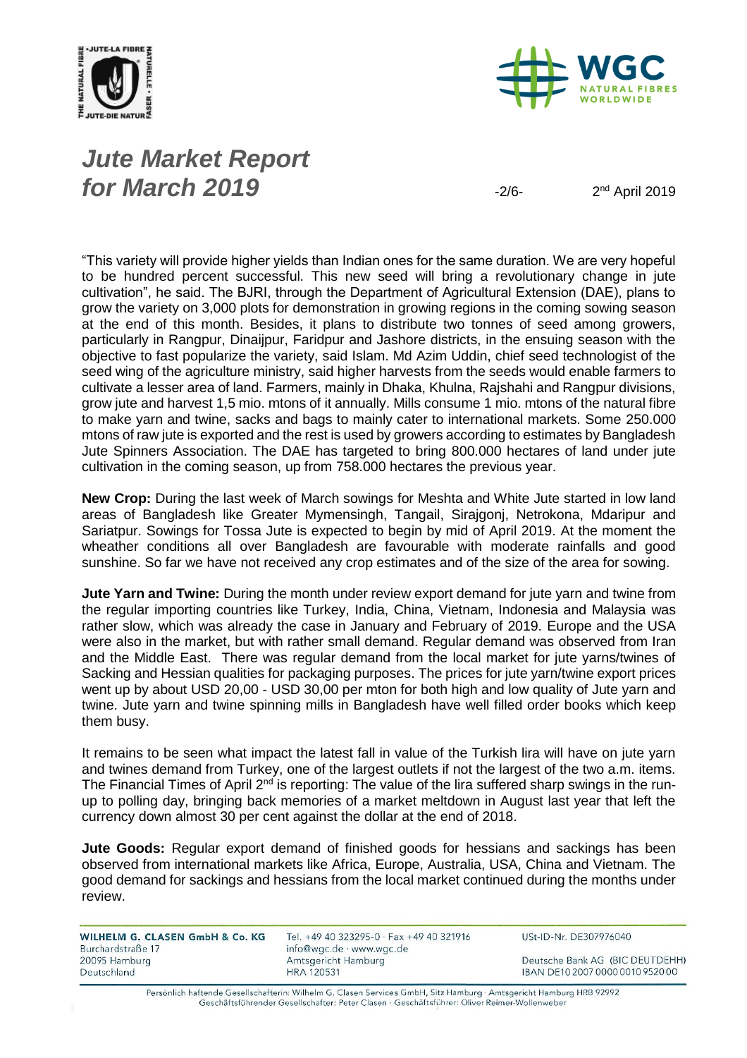“This variety will provide higher yields than Indian ones for the same duration. We are very hopeful to be hundred percent successful. This new seed will bring a revolutionary change in jute cultivation”, he said. The BJRI, through the Department of Agricultural Extension (DAE), plans to grow the variety on 3,000 plots for demonstration in growing regions in the coming sowing season at the end of this month. Besides, it plans to distribute two tonnes of seed among growers, particularly in Rangpur, Dinaijpur, Faridpur and Jashore districts, in the ensuing season with the objective to fast popularize the variety, said Islam. Md Azim Uddin, chief seed technologist of the seed wing of the agriculture ministry, said higher harvests from the seeds would enable farmers to cultivate a lesser area of land. Farmers, mainly in Dhaka, Khulna, Rajshahi and Rangpur divisions, grow jute and harvest 1,5 mio. mtons of it annually. Mills consume 1 mio. mtons of the natural fibre to make yarn and twine, sacks and bags to mainly cater to international markets. Some 250.000 mtons of raw jute is exported and the rest is used by growers according to estimates by Bangladesh Jute Spinners Association. The DAE has targeted to bring 800.000 hectares of land under jute cultivation in the coming season, up from 758.000 hectares the previous year.

**New Crop:** During the last week of March sowings for Meshta and White Jute started in low land areas of Bangladesh like Greater Mymensingh, Tangail, Sirajgonj, Netrokona, Mdaripur and Sariatpur. Sowings for Tossa Jute is expected to begin by mid of April 2019. At the moment the wheather conditions all over Bangladesh are favourable with moderate rainfalls and good sunshine. So far we have not received any crop estimates and of the size of the area for sowing.

**Jute Yarn and Twine:** During the month under review export demand for jute yarn and twine from the regular importing countries like Turkey, India, China, Vietnam, Indonesia and Malaysia was rather slow, which was already the case in January and February of 2019. Europe and the USA were also in the market, but with rather small demand. Regular demand was observed from Iran and the Middle East. There was regular demand from the local market for jute yarns/twines of Sacking and Hessian qualities for packaging purposes. The prices for jute yarn/twine export prices went up by about USD 20,00 - USD 30,00 per mton for both high and low quality of Jute yarn and twine. Jute yarn and twine spinning mills in Bangladesh have well filled order books which keep them busy.

It remains to be seen what impact the latest fall in value of the Turkish lira will have on jute yarn and twines demand from Turkey, one of the largest outlets if not the largest of the two a.m. items. The Financial Times of April 2nd is reporting: The value of the lira suffered sharp swings in the run-up to polling day, bringing back memories of a market meltdown in August last year that left the currency down almost 30 per cent against the dollar at the end of 2018.

**Jute Goods:** Regular export demand of finished goods for hessians and sackings has been observed from international markets like Africa, Europe, Australia, USA, China and Vietnam. The good demand for sackings and hessians from the local market continued during the months under review.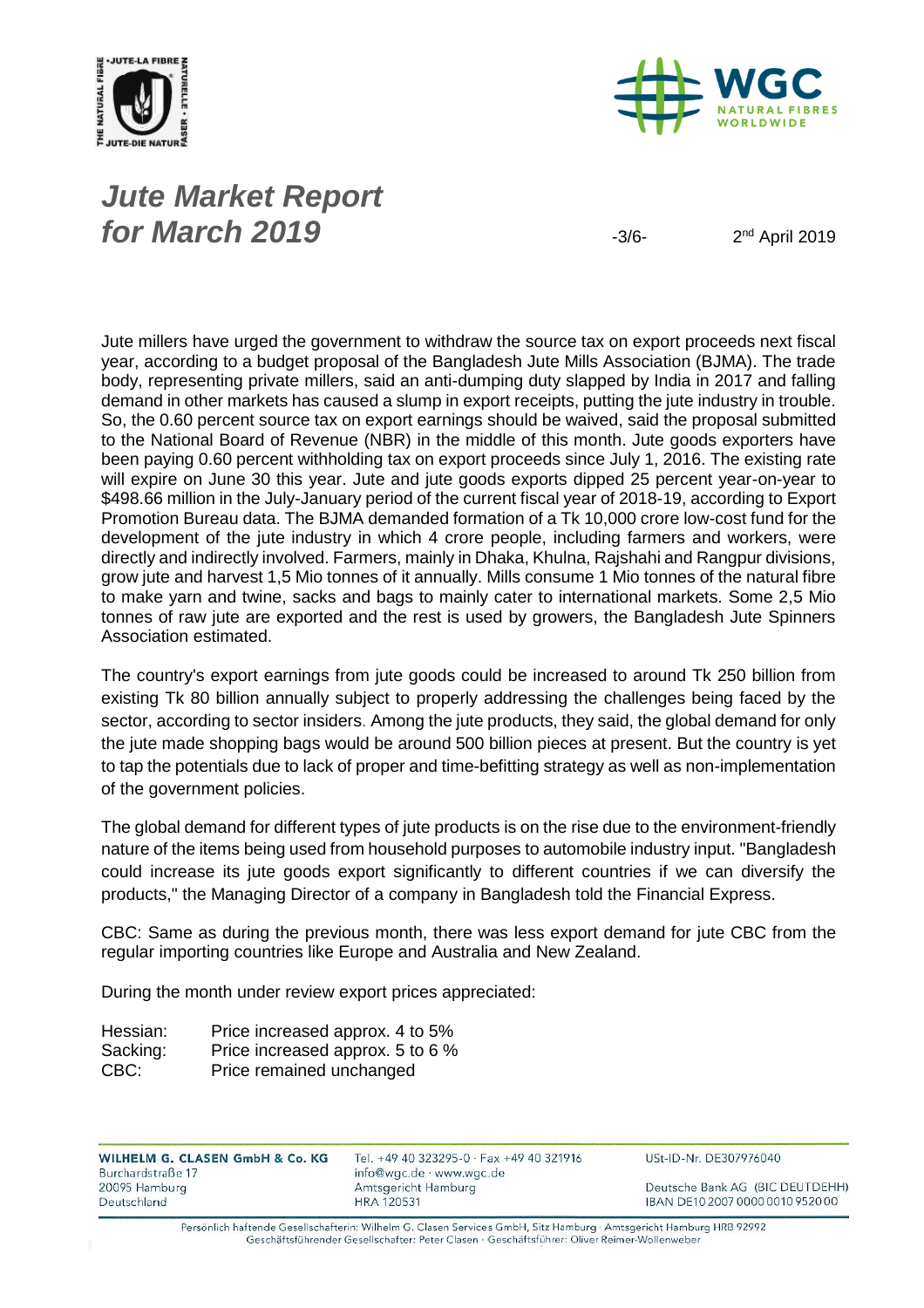Jute millers have urged the government to withdraw the source tax on export proceeds next fiscal year, according to a budget proposal of the Bangladesh Jute Mills Association (BJMA). The trade body, representing private millers, said an anti-dumping duty slapped by India in 2017 and falling demand in other markets has caused a slump in export receipts, putting the jute industry in trouble. So, the 0.60 percent source tax on export earnings should be waived, said the proposal submitted to the National Board of Revenue (NBR) in the middle of this month. Jute goods exporters have been paying 0.60 percent withholding tax on export proceeds since July 1, 2016. The existing rate will expire on June 30 this year. Jute and jute goods exports dipped 25 percent year-on-year to $498.66 million in the July-January period of the current fiscal year of 2018-19, according to Export Promotion Bureau data. The BJMA demanded formation of a Tk 10,000 crore low-cost fund for the development of the jute industry in which 4 crore people, including farmers and workers, were directly and indirectly involved. Farmers, mainly in Dhaka, Khulna, Rajshahi and Rangpur divisions, grow jute and harvest 1,5 Mio tonnes of it annually. Mills consume 1 Mio tonnes of the natural fibre to make yarn and twine, sacks and bags to mainly cater to international markets. Some 2,5 Mio tonnes of raw jute are exported and the rest is used by growers, the Bangladesh Jute Spinners Association estimated.

The country's export earnings from jute goods could be increased to around Tk 250 billion from existing Tk 80 billion annually subject to properly addressing the challenges being faced by the sector, according to sector insiders. Among the jute products, they said, the global demand for only the jute made shopping bags would be around 500 billion pieces at present. But the country is yet to tap the potentials due to lack of proper and time-befitting strategy as well as non-implementation of the government policies.

The global demand for different types of jute products is on the rise due to the environment-friendly nature of the items being used from household purposes to automobile industry input. "Bangladesh could increase its jute goods export significantly to different countries if we can diversify the products," the Managing Director of a company in Bangladesh told the Financial Express.

CBC: Same as during the previous month, there was less export demand for jute CBC from the regular importing countries like Europe and Australia and New Zealand.

During the month under review export prices appreciated:

| | |
|---|---|
| Hessian: | Price increased approx. 4 to 5% |
| Sacking: | Price increased approx. 5 to 6 % |
| CBC: | Price remained unchanged |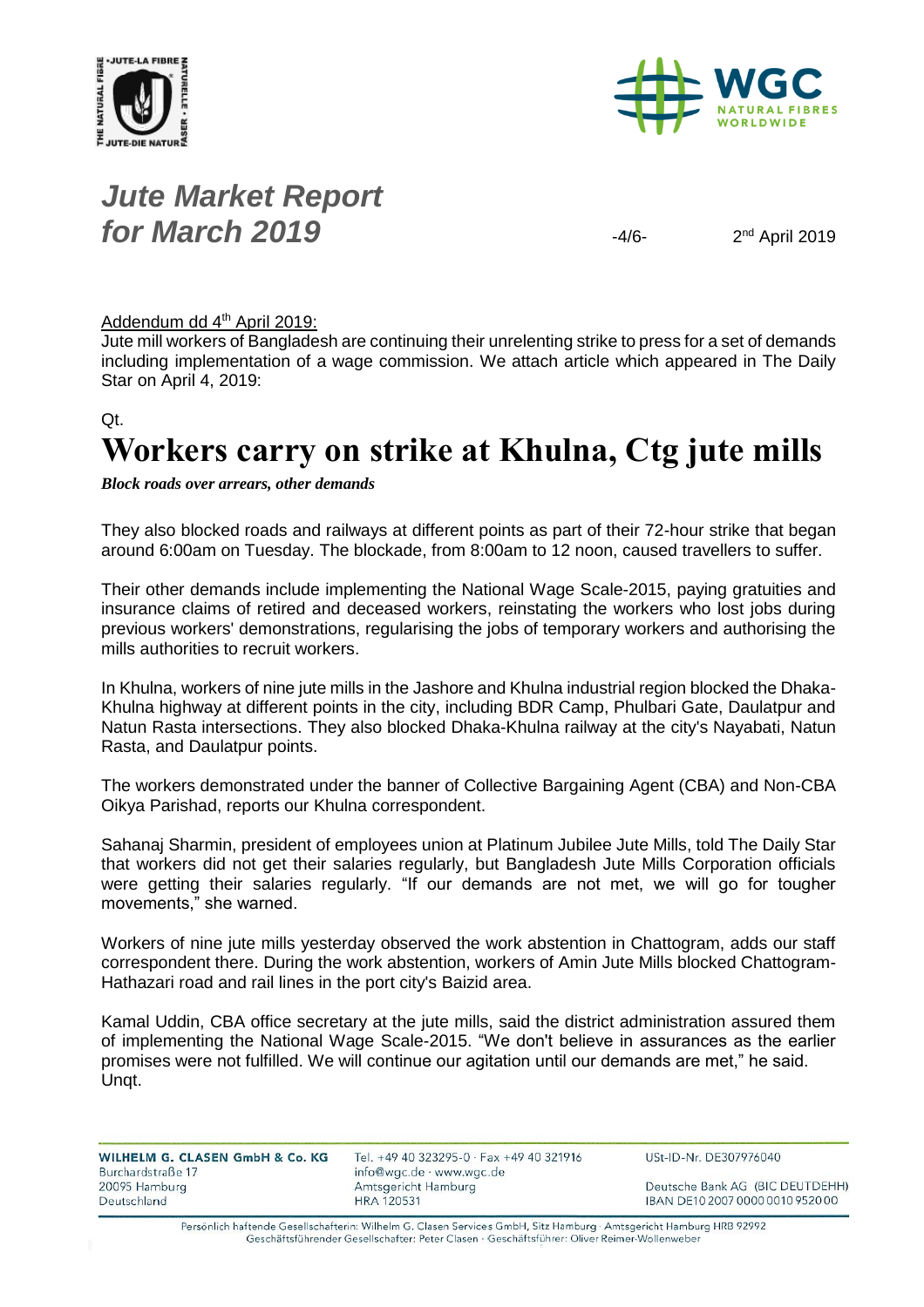# *Jute Market Report for March 2019*

2nd April 2019

<u>Addendum dd 4th April 2019:</u>
Jute mill workers of Bangladesh are continuing their unrelenting strike to press for a set of demands including implementation of a wage commission. We attach article which appeared in The Daily Star on April 4, 2019:

Qt.

# Workers carry on strike at Khulna, Ctg jute mills

***Block roads over arrears, other demands***

They also blocked roads and railways at different points as part of their 72-hour strike that began around 6:00am on Tuesday. The blockade, from 8:00am to 12 noon, caused travellers to suffer.

Their other demands include implementing the National Wage Scale-2015, paying gratuities and insurance claims of retired and deceased workers, reinstating the workers who lost jobs during previous workers' demonstrations, regularising the jobs of temporary workers and authorising the mills authorities to recruit workers.

In Khulna, workers of nine jute mills in the Jashore and Khulna industrial region blocked the Dhaka-Khulna highway at different points in the city, including BDR Camp, Phulbari Gate, Daulatpur and Natun Rasta intersections. They also blocked Dhaka-Khulna railway at the city's Nayabati, Natun Rasta, and Daulatpur points.

The workers demonstrated under the banner of Collective Bargaining Agent (CBA) and Non-CBA Oikya Parishad, reports our Khulna correspondent.

Sahanaj Sharmin, president of employees union at Platinum Jubilee Jute Mills, told The Daily Star that workers did not get their salaries regularly, but Bangladesh Jute Mills Corporation officials were getting their salaries regularly. "If our demands are not met, we will go for tougher movements," she warned.

Workers of nine jute mills yesterday observed the work abstention in Chattogram, adds our staff correspondent there. During the work abstention, workers of Amin Jute Mills blocked Chattogram-Hathazari road and rail lines in the port city's Baizid area.

Kamal Uddin, CBA office secretary at the jute mills, said the district administration assured them of implementing the National Wage Scale-2015. "We don't believe in assurances as the earlier promises were not fulfilled. We will continue our agitation until our demands are met," he said.
Unqt.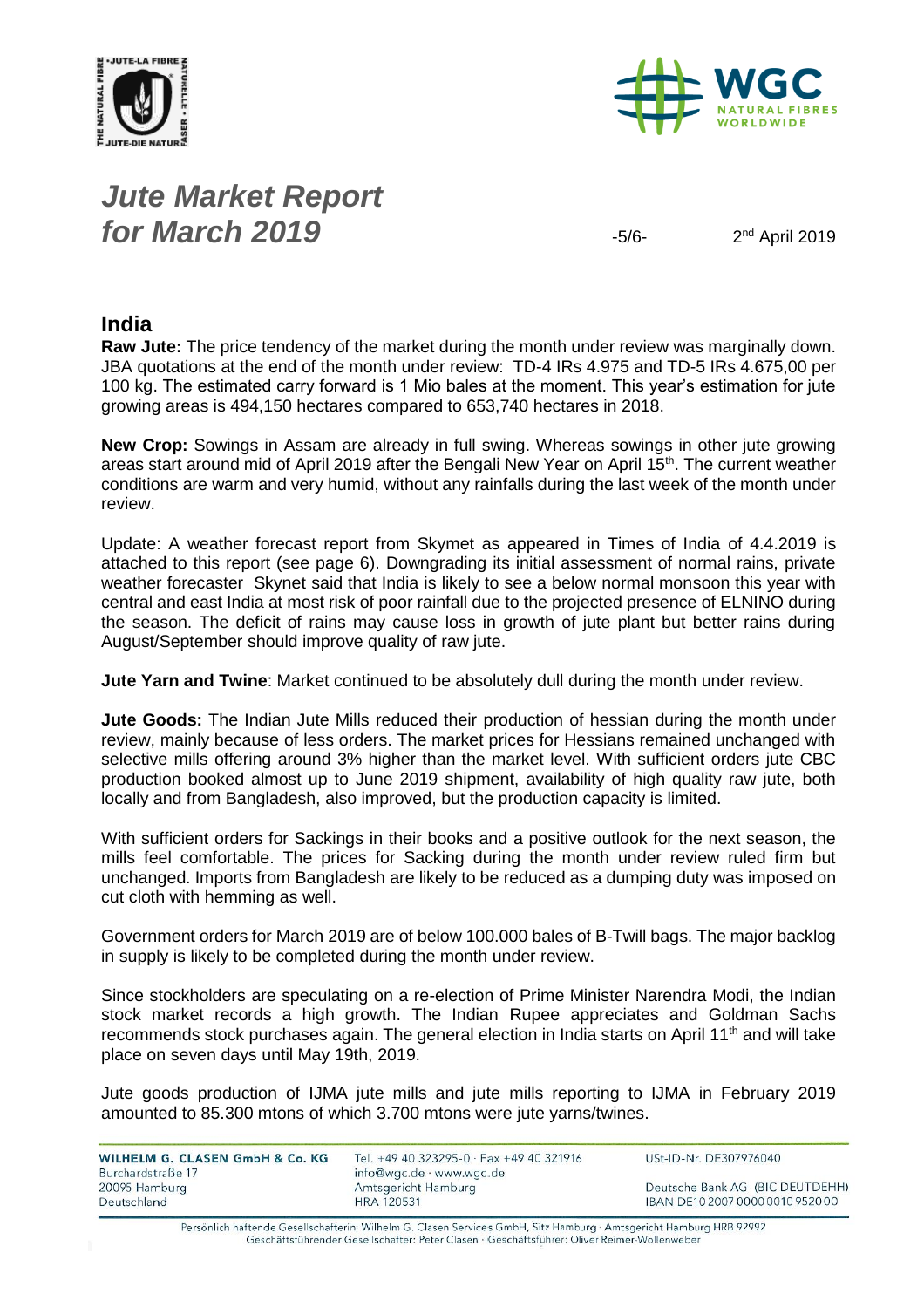# Jute Market Report for March 2019

2nd April 2019

## India

**Raw Jute:** The price tendency of the market during the month under review was marginally down. JBA quotations at the end of the month under review: TD-4 IRs 4.975 and TD-5 IRs 4.675,00 per 100 kg. The estimated carry forward is 1 Mio bales at the moment. This year's estimation for jute growing areas is 494,150 hectares compared to 653,740 hectares in 2018.

**New Crop:** Sowings in Assam are already in full swing. Whereas sowings in other jute growing areas start around mid of April 2019 after the Bengali New Year on April 15th. The current weather conditions are warm and very humid, without any rainfalls during the last week of the month under review.

Update: A weather forecast report from Skymet as appeared in Times of India of 4.4.2019 is attached to this report (see page 6). Downgrading its initial assessment of normal rains, private weather forecaster Skynet said that India is likely to see a below normal monsoon this year with central and east India at most risk of poor rainfall due to the projected presence of ELNINO during the season. The deficit of rains may cause loss in growth of jute plant but better rains during August/September should improve quality of raw jute.

**Jute Yarn and Twine**: Market continued to be absolutely dull during the month under review.

**Jute Goods:** The Indian Jute Mills reduced their production of hessian during the month under review, mainly because of less orders. The market prices for Hessians remained unchanged with selective mills offering around 3% higher than the market level. With sufficient orders jute CBC production booked almost up to June 2019 shipment, availability of high quality raw jute, both locally and from Bangladesh, also improved, but the production capacity is limited.

With sufficient orders for Sackings in their books and a positive outlook for the next season, the mills feel comfortable. The prices for Sacking during the month under review ruled firm but unchanged. Imports from Bangladesh are likely to be reduced as a dumping duty was imposed on cut cloth with hemming as well.

Government orders for March 2019 are of below 100.000 bales of B-Twill bags. The major backlog in supply is likely to be completed during the month under review.

Since stockholders are speculating on a re-election of Prime Minister Narendra Modi, the Indian stock market records a high growth. The Indian Rupee appreciates and Goldman Sachs recommends stock purchases again. The general election in India starts on April 11th and will take place on seven days until May 19th, 2019.

Jute goods production of IJMA jute mills and jute mills reporting to IJMA in February 2019 amounted to 85.300 mtons of which 3.700 mtons were jute yarns/twines.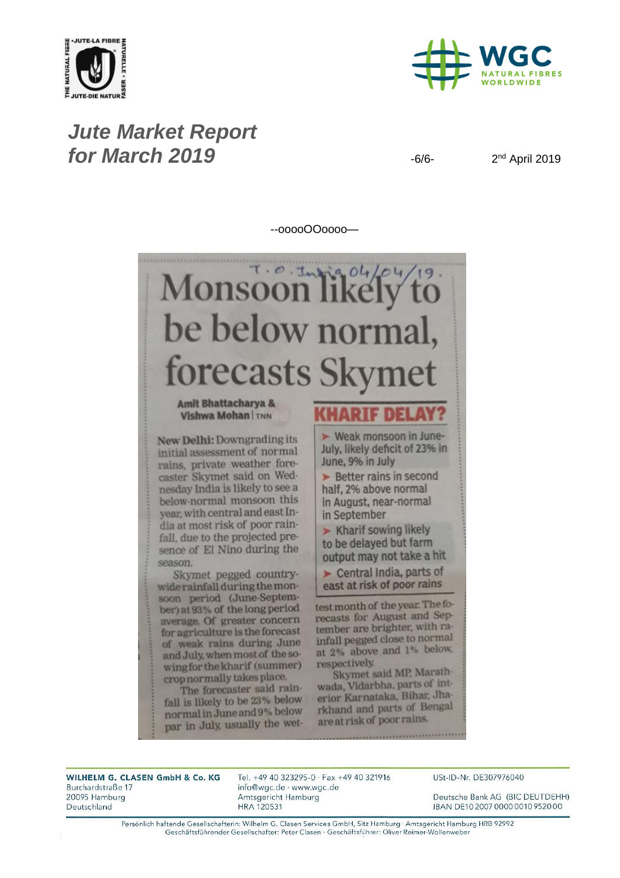--ooooOOoooo—

T.O. India 04/04/19.

# Monsoon likely to be below normal, forecasts Skymet

**Amit Bhattacharya & Vishwa Mohan** | TNN

**New Delhi:** Downgrading its initial assessment of normal rains, private weather forecaster Skymet said on Wednesday India is likely to see a below-normal monsoon this year, with central and east India at most risk of poor rainfall, due to the projected presence of El Nino during the season.

Skymet pegged countrywide rainfall during the monsoon period (June-September) at 93% of the long period average. Of greater concern for agriculture is the forecast of weak rains during June and July, when most of the sowing for the kharif (summer) crop normally takes place.

The forecaster said rainfall is likely to be 23% below normal in June and 9% below par in July, usually the wettest month of the year. The forecasts for August and September are brighter, with rainfall pegged close to normal at 2% above and 1% below, respectively.

Skymet said MP, Marathwada, Vidarbha, parts of interior Karnataka, Bihar, Jharkhand and parts of Bengal are at risk of poor rains.

## KHARIF DELAY?

- Weak monsoon in June-July, likely deficit of 23% in June, 9% in July
- Better rains in second half, 2% above normal in August, near-normal in September
- Kharif sowing likely to be delayed but farm output may not take a hit
- Central India, parts of east at risk of poor rains